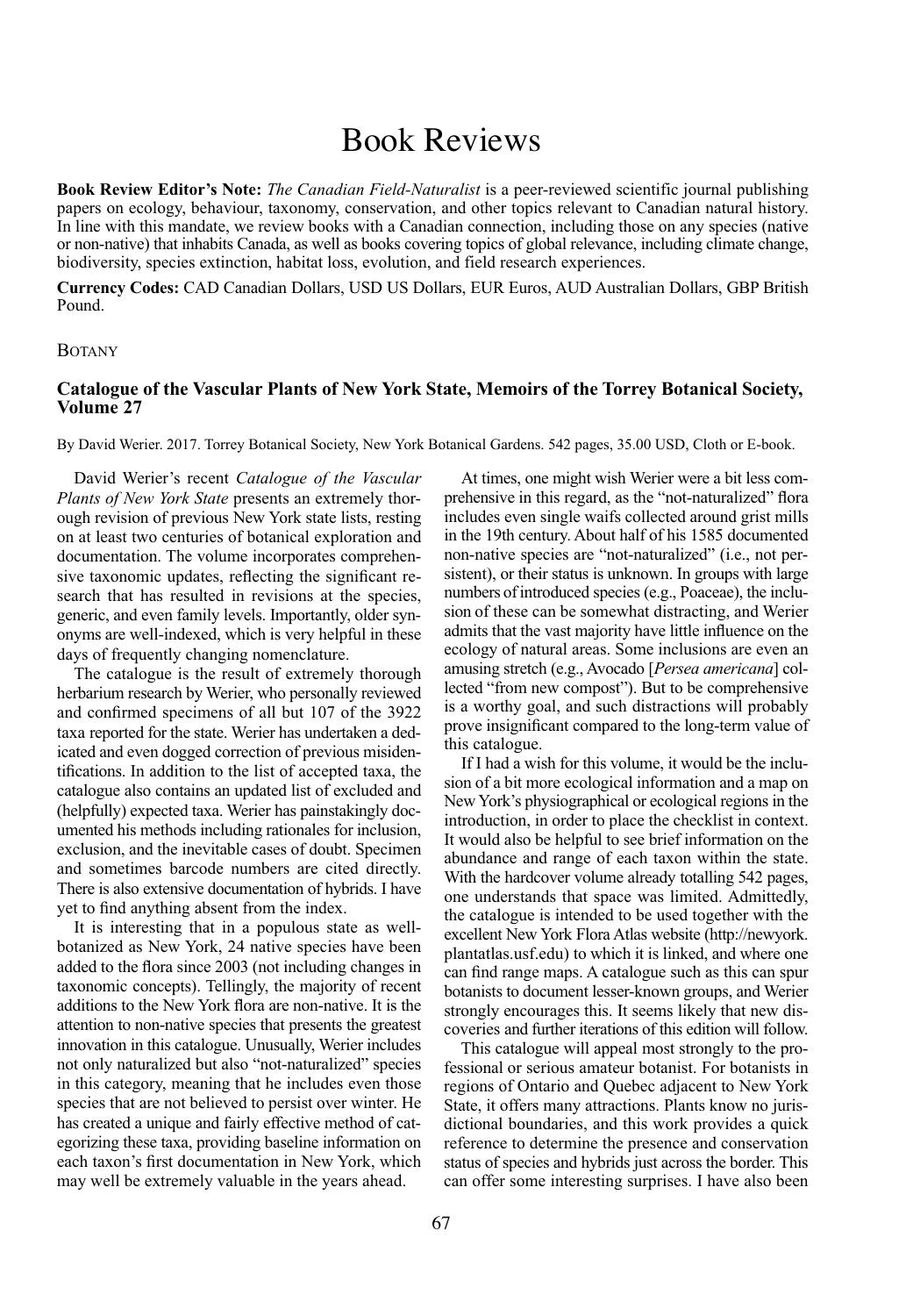# Book Reviews

**Book Review Editor's Note:** *The Canadian Field-Naturalist* is a peer-reviewed scientific journal publishing papers on ecology, behaviour, taxonomy, conservation, and other topics relevant to Canadian natural history. In line with this mandate, we review books with a Canadian connection, including those on any species (native or non-native) that inhabits Canada, as well as books covering topics of global relevance, including climate change, biodiversity, species extinction, habitat loss, evolution, and field research experiences.

**Currency Codes:** CAD Canadian Dollars, USD US Dollars, EUR Euros, AUD Australian Dollars, GBP British Pound.

## Botany

### Catalogue of the Vascular Plants of New York State, Memoirs of the Torrey Botanical Society, Volume 27

By David Werier. 2017. Torrey Botanical Society, New York Botanical Gardens. 542 pages, 35.00 USD, Cloth or E-book.

David Werier's recent *Catalogue of the Vascular Plants of New York State* presents an extremely thorough revision of previous New York state lists, resting on at least two centuries of botanical exploration and documentation. The volume incorporates comprehensive taxonomic updates, reflecting the significant research that has resulted in revisions at the species, generic, and even family levels. Importantly, older synonyms are well-indexed, which is very helpful in these days of frequently changing nomenclature.

The catalogue is the result of extremely thorough herbarium research by Werier, who personally reviewed and confirmed specimens of all but 107 of the 3922 taxa reported for the state. Werier has undertaken a dedicated and even dogged correction of previous misidentifications. In addition to the list of accepted taxa, the catalogue also contains an updated list of excluded and (helpfully) expected taxa. Werier has painstakingly documented his methods including rationales for inclusion, exclusion, and the inevitable cases of doubt. Specimen and sometimes barcode numbers are cited directly. There is also extensive documentation of hybrids. I have yet to find anything absent from the index.

It is interesting that in a populous state as well-botanized as New York, 24 native species have been added to the flora since 2003 (not including changes in taxonomic concepts). Tellingly, the majority of recent additions to the New York flora are non-native. It is the attention to non-native species that presents the greatest innovation in this catalogue. Unusually, Werier includes not only naturalized but also "not-naturalized" species in this category, meaning that he includes even those species that are not believed to persist over winter. He has created a unique and fairly effective method of categorizing these taxa, providing baseline information on each taxon's first documentation in New York, which may well be extremely valuable in the years ahead.

At times, one might wish Werier were a bit less comprehensive in this regard, as the "not-naturalized" flora includes even single waifs collected around grist mills in the 19th century. About half of his 1585 documented non-native species are "not-naturalized" (i.e., not persistent), or their status is unknown. In groups with large numbers of introduced species (e.g., Poaceae), the inclusion of these can be somewhat distracting, and Werier admits that the vast majority have little influence on the ecology of natural areas. Some inclusions are even an amusing stretch (e.g., Avocado [*Persea americana*] collected "from new compost"). But to be comprehensive is a worthy goal, and such distractions will probably prove insignificant compared to the long-term value of this catalogue.

If I had a wish for this volume, it would be the inclusion of a bit more ecological information and a map on New York's physiographical or ecological regions in the introduction, in order to place the checklist in context. It would also be helpful to see brief information on the abundance and range of each taxon within the state. With the hardcover volume already totalling 542 pages, one understands that space was limited. Admittedly, the catalogue is intended to be used together with the excellent New York Flora Atlas website (http://newyork.plantatlas.usf.edu) to which it is linked, and where one can find range maps. A catalogue such as this can spur botanists to document lesser-known groups, and Werier strongly encourages this. It seems likely that new discoveries and further iterations of this edition will follow.

This catalogue will appeal most strongly to the professional or serious amateur botanist. For botanists in regions of Ontario and Quebec adjacent to New York State, it offers many attractions. Plants know no jurisdictional boundaries, and this work provides a quick reference to determine the presence and conservation status of species and hybrids just across the border. This can offer some interesting surprises. I have also been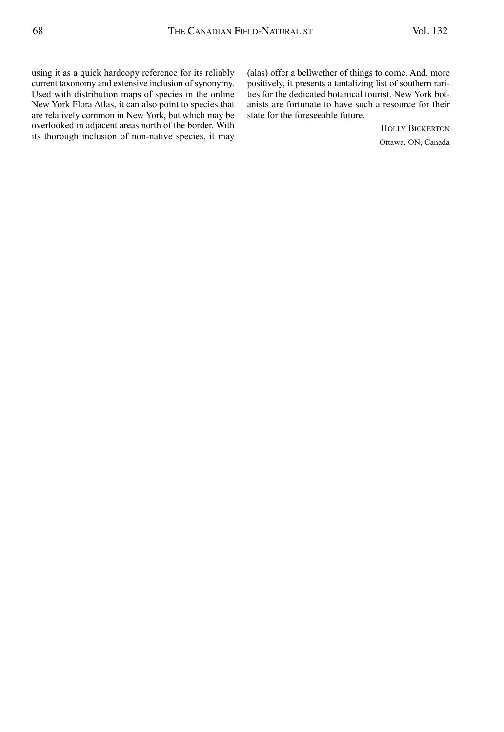using it as a quick hardcopy reference for its reliably current taxonomy and extensive inclusion of synonymy. Used with distribution maps of species in the online New York Flora Atlas, it can also point to species that are relatively common in New York, but which may be overlooked in adjacent areas north of the border. With its thorough inclusion of non-native species, it may (alas) offer a bellwether of things to come. And, more positively, it presents a tantalizing list of southern rarities for the dedicated botanical tourist. New York botanists are fortunate to have such a resource for their state for the foreseeable future.

Holly Bickerton
Ottawa, ON, Canada